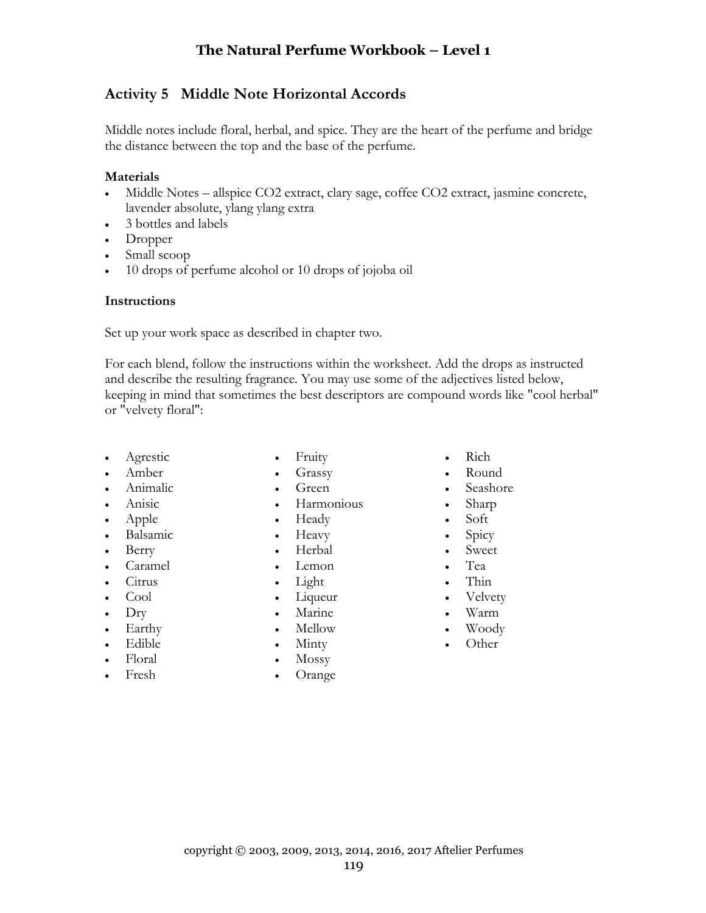## Activity 5 Middle Note Horizontal Accords

Middle notes include floral, herbal, and spice. They are the heart of the perfume and bridge the distance between the top and the base of the perfume.

**Materials**

- Middle Notes – allspice CO2 extract, clary sage, coffee CO2 extract, jasmine concrete, lavender absolute, ylang ylang extra
- 3 bottles and labels
- Dropper
- Small scoop
- 10 drops of perfume alcohol or 10 drops of jojoba oil

**Instructions**

Set up your work space as described in chapter two.

For each blend, follow the instructions within the worksheet. Add the drops as instructed and describe the resulting fragrance. You may use some of the adjectives listed below, keeping in mind that sometimes the best descriptors are compound words like "cool herbal" or "velvety floral":

- Agrestic
- Amber
- Animalic
- Anisic
- Apple
- Balsamic
- Berry
- Caramel
- Citrus
- Cool
- Dry
- Earthy
- Edible
- Floral
- Fresh
- Fruity
- Grassy
- Green
- Harmonious
- Heady
- Heavy
- Herbal
- Lemon
- Light
- Liqueur
- Marine
- Mellow
- Minty
- Mossy
- Orange
- Rich
- Round
- Seashore
- Sharp
- Soft
- Spicy
- Sweet
- Tea
- Thin
- Velvety
- Warm
- Woody
- Other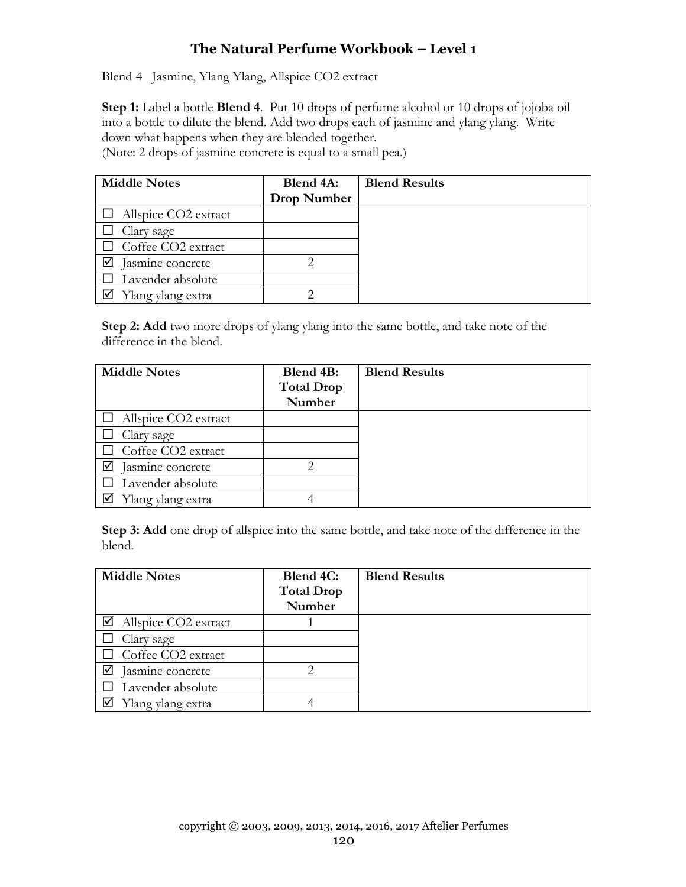Blend 4 Jasmine, Ylang Ylang, Allspice $CO_2$ extract

**Step 1:** Label a bottle **Blend 4**. Put 10 drops of perfume alcohol or 10 drops of jojoba oil into a bottle to dilute the blend. Add two drops each of jasmine and ylang ylang. Write down what happens when they are blended together.
(Note: 2 drops of jasmine concrete is equal to a small pea.)

| **Middle Notes** | **Blend 4A: Drop Number** | **Blend Results** |
|---|---|---|
| ☐ Allspice $CO_2$ extract | | |
| ☐ Clary sage | | |
| ☐ Coffee $CO_2$ extract | | |
| ☑ Jasmine concrete | 2 | |
| ☐ Lavender absolute | | |
| ☑ Ylang ylang extra | 2 | |

**Step 2: Add** two more drops of ylang ylang into the same bottle, and take note of the difference in the blend.

| **Middle Notes** | **Blend 4B: Total Drop Number** | **Blend Results** |
|---|---|---|
| ☐ Allspice $CO_2$ extract | | |
| ☐ Clary sage | | |
| ☐ Coffee $CO_2$ extract | | |
| ☑ Jasmine concrete | 2 | |
| ☐ Lavender absolute | | |
| ☑ Ylang ylang extra | 4 | |

**Step 3: Add** one drop of allspice into the same bottle, and take note of the difference in the blend.

| **Middle Notes** | **Blend 4C: Total Drop Number** | **Blend Results** |
|---|---|---|
| ☑ Allspice $CO_2$ extract | 1 | |
| ☐ Clary sage | | |
| ☐ Coffee $CO_2$ extract | | |
| ☑ Jasmine concrete | 2 | |
| ☐ Lavender absolute | | |
| ☑ Ylang ylang extra | 4 | |

copyright © 2003, 2009, 2013, 2014, 2016, 2017 Aftelier Perfumes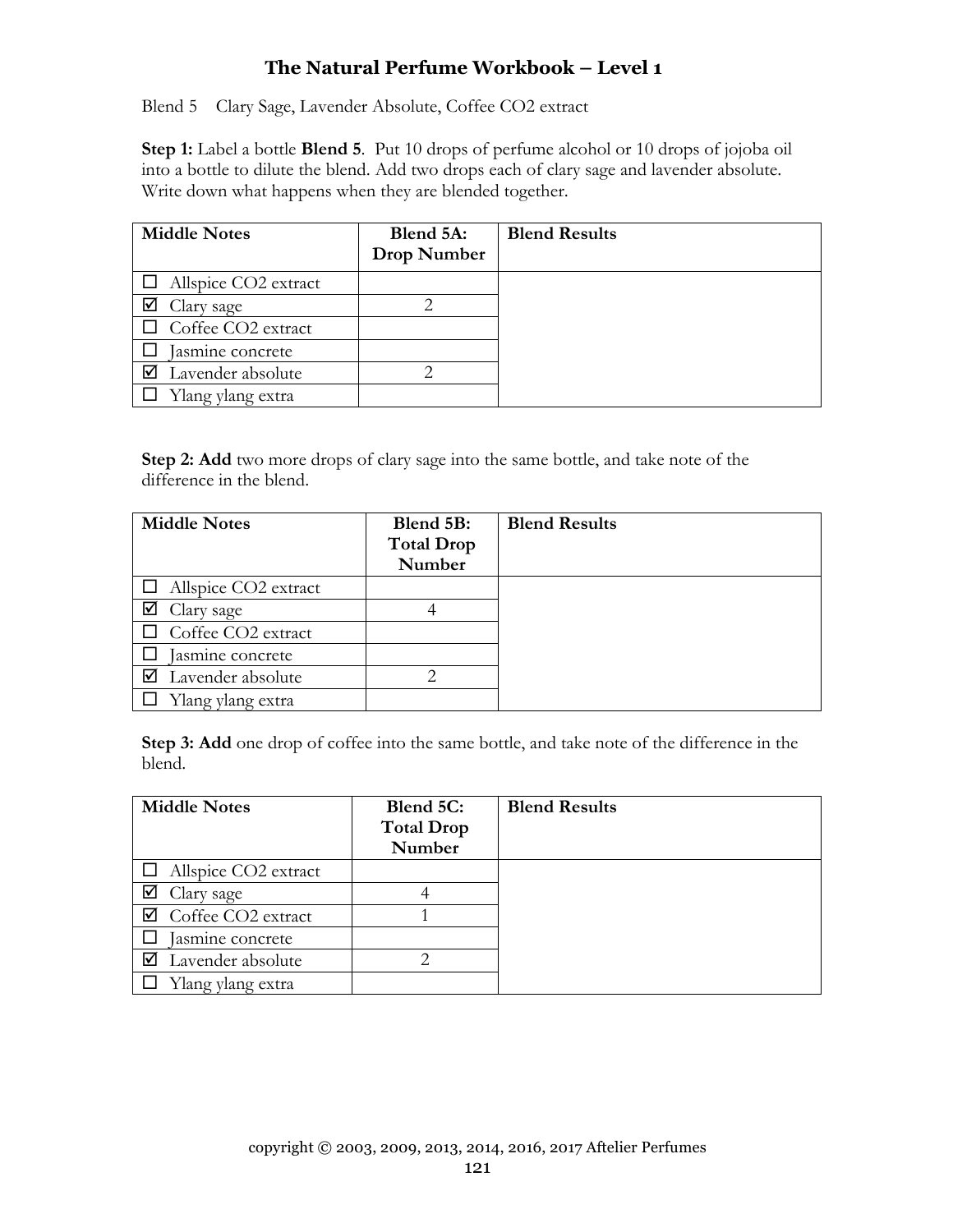Blend 5 Clary Sage, Lavender Absolute, Coffee CO2 extract

**Step 1:** Label a bottle **Blend 5**. Put 10 drops of perfume alcohol or 10 drops of jojoba oil into a bottle to dilute the blend. Add two drops each of clary sage and lavender absolute. Write down what happens when they are blended together.

| **Middle Notes** | **Blend 5A: Drop Number** | **Blend Results** |
|---|---|---|
| ☐ Allspice CO2 extract | | |
| ☑ Clary sage | 2 | |
| ☐ Coffee CO2 extract | | |
| ☐ Jasmine concrete | | |
| ☑ Lavender absolute | 2 | |
| ☐ Ylang ylang extra | | |

**Step 2: Add** two more drops of clary sage into the same bottle, and take note of the difference in the blend.

| **Middle Notes** | **Blend 5B: Total Drop Number** | **Blend Results** |
|---|---|---|
| ☐ Allspice CO2 extract | | |
| ☑ Clary sage | 4 | |
| ☐ Coffee CO2 extract | | |
| ☐ Jasmine concrete | | |
| ☑ Lavender absolute | 2 | |
| ☐ Ylang ylang extra | | |

**Step 3: Add** one drop of coffee into the same bottle, and take note of the difference in the blend.

| **Middle Notes** | **Blend 5C: Total Drop Number** | **Blend Results** |
|---|---|---|
| ☐ Allspice CO2 extract | | |
| ☑ Clary sage | 4 | |
| ☑ Coffee CO2 extract | 1 | |
| ☐ Jasmine concrete | | |
| ☑ Lavender absolute | 2 | |
| ☐ Ylang ylang extra | | |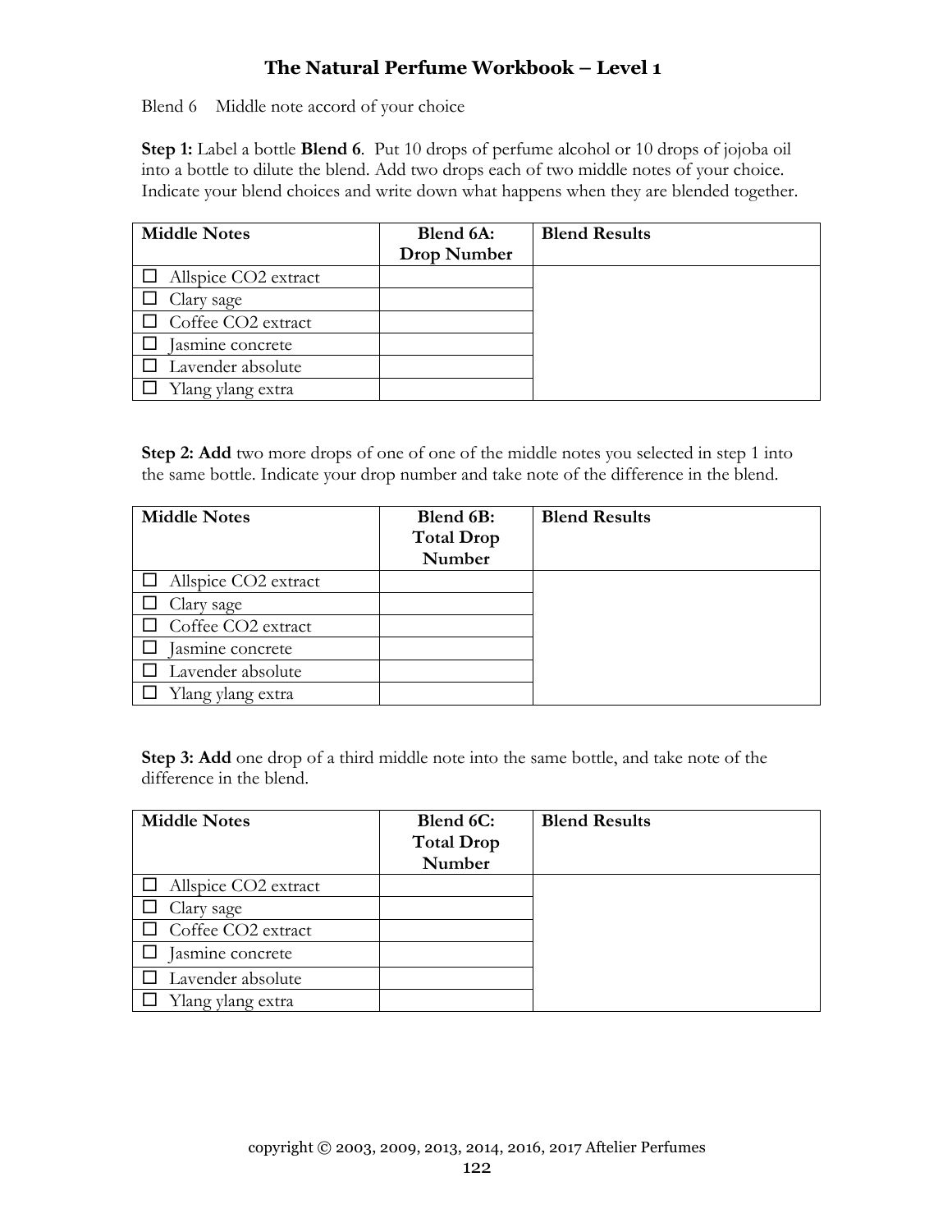Blend 6 Middle note accord of your choice

**Step 1:** Label a bottle **Blend 6**. Put 10 drops of perfume alcohol or 10 drops of jojoba oil into a bottle to dilute the blend. Add two drops each of two middle notes of your choice. Indicate your blend choices and write down what happens when they are blended together.

| Middle Notes | Blend 6A: Drop Number | Blend Results |
|---|---|---|
| ☐ Allspice $CO_2$ extract | | |
| ☐ Clary sage | | |
| ☐ Coffee $CO_2$ extract | | |
| ☐ Jasmine concrete | | |
| ☐ Lavender absolute | | |
| ☐ Ylang ylang extra | | |

**Step 2: Add** two more drops of one of one of the middle notes you selected in step 1 into the same bottle. Indicate your drop number and take note of the difference in the blend.

| Middle Notes | Blend 6B: Total Drop Number | Blend Results |
|---|---|---|
| ☐ Allspice $CO_2$ extract | | |
| ☐ Clary sage | | |
| ☐ Coffee $CO_2$ extract | | |
| ☐ Jasmine concrete | | |
| ☐ Lavender absolute | | |
| ☐ Ylang ylang extra | | |

**Step 3: Add** one drop of a third middle note into the same bottle, and take note of the difference in the blend.

| Middle Notes | Blend 6C: Total Drop Number | Blend Results |
|---|---|---|
| ☐ Allspice $CO_2$ extract | | |
| ☐ Clary sage | | |
| ☐ Coffee $CO_2$ extract | | |
| ☐ Jasmine concrete | | |
| ☐ Lavender absolute | | |
| ☐ Ylang ylang extra | | |